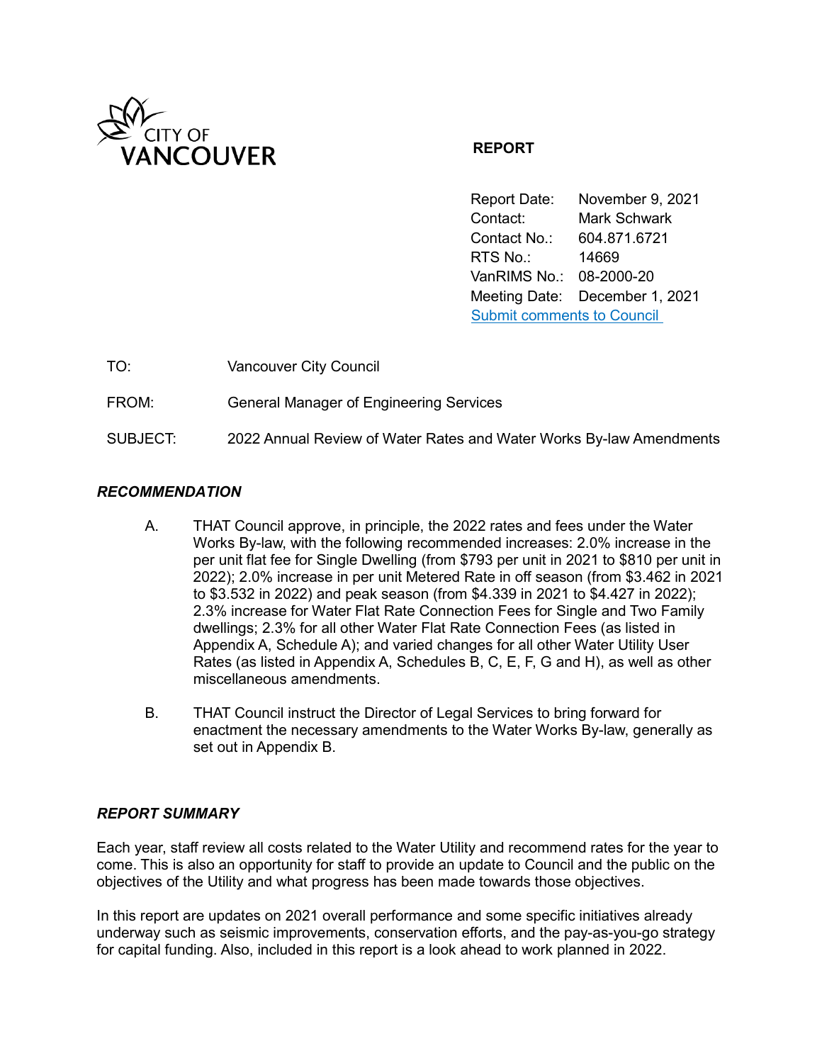CITY OF VANCOUVER

**REPORT**

| | |
|---|---|
| Report Date: | November 9, 2021 |
| Contact: | Mark Schwark |
| Contact No.: | 604.871.6721 |
| RTS No.: | 14669 |
| VanRIMS No.: | 08-2000-20 |
| Meeting Date: | December 1, 2021 |

Submit comments to Council

| | |
|---|---|
| TO: | Vancouver City Council |
| FROM: | General Manager of Engineering Services |
| SUBJECT: | 2022 Annual Review of Water Rates and Water Works By-law Amendments |

## *RECOMMENDATION*

A. THAT Council approve, in principle, the 2022 rates and fees under the Water Works By-law, with the following recommended increases: 2.0% increase in the per unit flat fee for Single Dwelling (from $793 per unit in 2021 to $810 per unit in 2022); 2.0% increase in per unit Metered Rate in off season (from $3.462 in 2021 to $3.532 in 2022) and peak season (from $4.339 in 2021 to $4.427 in 2022); 2.3% increase for Water Flat Rate Connection Fees for Single and Two Family dwellings; 2.3% for all other Water Flat Rate Connection Fees (as listed in Appendix A, Schedule A); and varied changes for all other Water Utility User Rates (as listed in Appendix A, Schedules B, C, E, F, G and H), as well as other miscellaneous amendments.

B. THAT Council instruct the Director of Legal Services to bring forward for enactment the necessary amendments to the Water Works By-law, generally as set out in Appendix B.

## *REPORT SUMMARY*

Each year, staff review all costs related to the Water Utility and recommend rates for the year to come. This is also an opportunity for staff to provide an update to Council and the public on the objectives of the Utility and what progress has been made towards those objectives.

In this report are updates on 2021 overall performance and some specific initiatives already underway such as seismic improvements, conservation efforts, and the pay-as-you-go strategy for capital funding. Also, included in this report is a look ahead to work planned in 2022.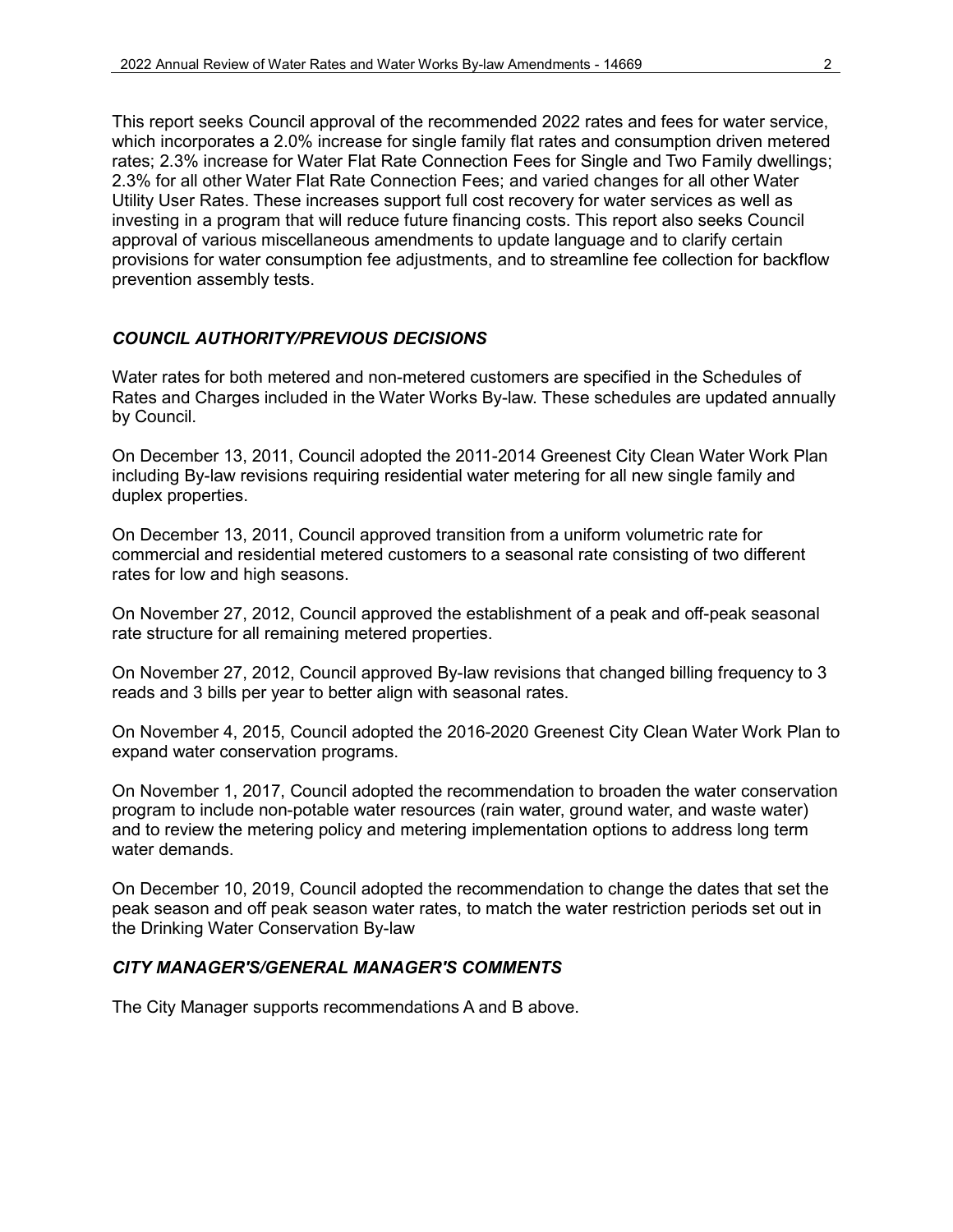This report seeks Council approval of the recommended 2022 rates and fees for water service, which incorporates a 2.0% increase for single family flat rates and consumption driven metered rates; 2.3% increase for Water Flat Rate Connection Fees for Single and Two Family dwellings; 2.3% for all other Water Flat Rate Connection Fees; and varied changes for all other Water Utility User Rates. These increases support full cost recovery for water services as well as investing in a program that will reduce future financing costs. This report also seeks Council approval of various miscellaneous amendments to update language and to clarify certain provisions for water consumption fee adjustments, and to streamline fee collection for backflow prevention assembly tests.

### *COUNCIL AUTHORITY/PREVIOUS DECISIONS*

Water rates for both metered and non-metered customers are specified in the Schedules of Rates and Charges included in the Water Works By-law. These schedules are updated annually by Council.

On December 13, 2011, Council adopted the 2011-2014 Greenest City Clean Water Work Plan including By-law revisions requiring residential water metering for all new single family and duplex properties.

On December 13, 2011, Council approved transition from a uniform volumetric rate for commercial and residential metered customers to a seasonal rate consisting of two different rates for low and high seasons.

On November 27, 2012, Council approved the establishment of a peak and off-peak seasonal rate structure for all remaining metered properties.

On November 27, 2012, Council approved By-law revisions that changed billing frequency to 3 reads and 3 bills per year to better align with seasonal rates.

On November 4, 2015, Council adopted the 2016-2020 Greenest City Clean Water Work Plan to expand water conservation programs.

On November 1, 2017, Council adopted the recommendation to broaden the water conservation program to include non-potable water resources (rain water, ground water, and waste water) and to review the metering policy and metering implementation options to address long term water demands.

On December 10, 2019, Council adopted the recommendation to change the dates that set the peak season and off peak season water rates, to match the water restriction periods set out in the Drinking Water Conservation By-law

### *CITY MANAGER'S/GENERAL MANAGER'S COMMENTS*

The City Manager supports recommendations A and B above.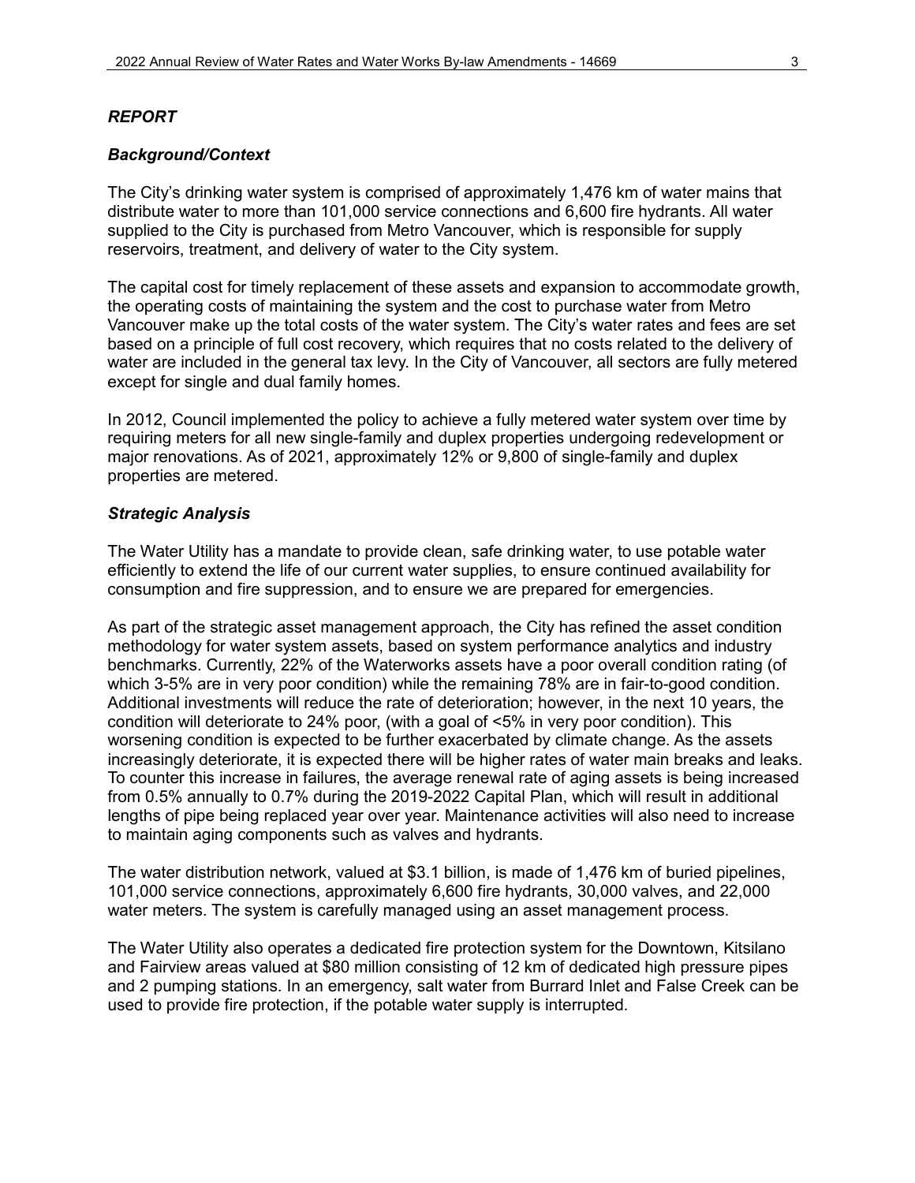***REPORT***

***Background/Context***

The City's drinking water system is comprised of approximately 1,476 km of water mains that distribute water to more than 101,000 service connections and 6,600 fire hydrants. All water supplied to the City is purchased from Metro Vancouver, which is responsible for supply reservoirs, treatment, and delivery of water to the City system.

The capital cost for timely replacement of these assets and expansion to accommodate growth, the operating costs of maintaining the system and the cost to purchase water from Metro Vancouver make up the total costs of the water system. The City's water rates and fees are set based on a principle of full cost recovery, which requires that no costs related to the delivery of water are included in the general tax levy. In the City of Vancouver, all sectors are fully metered except for single and dual family homes.

In 2012, Council implemented the policy to achieve a fully metered water system over time by requiring meters for all new single-family and duplex properties undergoing redevelopment or major renovations. As of 2021, approximately 12% or 9,800 of single-family and duplex properties are metered.

***Strategic Analysis***

The Water Utility has a mandate to provide clean, safe drinking water, to use potable water efficiently to extend the life of our current water supplies, to ensure continued availability for consumption and fire suppression, and to ensure we are prepared for emergencies.

As part of the strategic asset management approach, the City has refined the asset condition methodology for water system assets, based on system performance analytics and industry benchmarks. Currently, 22% of the Waterworks assets have a poor overall condition rating (of which 3-5% are in very poor condition) while the remaining 78% are in fair-to-good condition. Additional investments will reduce the rate of deterioration; however, in the next 10 years, the condition will deteriorate to 24% poor, (with a goal of <5% in very poor condition). This worsening condition is expected to be further exacerbated by climate change. As the assets increasingly deteriorate, it is expected there will be higher rates of water main breaks and leaks. To counter this increase in failures, the average renewal rate of aging assets is being increased from 0.5% annually to 0.7% during the 2019-2022 Capital Plan, which will result in additional lengths of pipe being replaced year over year. Maintenance activities will also need to increase to maintain aging components such as valves and hydrants.

The water distribution network, valued at $3.1 billion, is made of 1,476 km of buried pipelines, 101,000 service connections, approximately 6,600 fire hydrants, 30,000 valves, and 22,000 water meters. The system is carefully managed using an asset management process.

The Water Utility also operates a dedicated fire protection system for the Downtown, Kitsilano and Fairview areas valued at $80 million consisting of 12 km of dedicated high pressure pipes and 2 pumping stations. In an emergency, salt water from Burrard Inlet and False Creek can be used to provide fire protection, if the potable water supply is interrupted.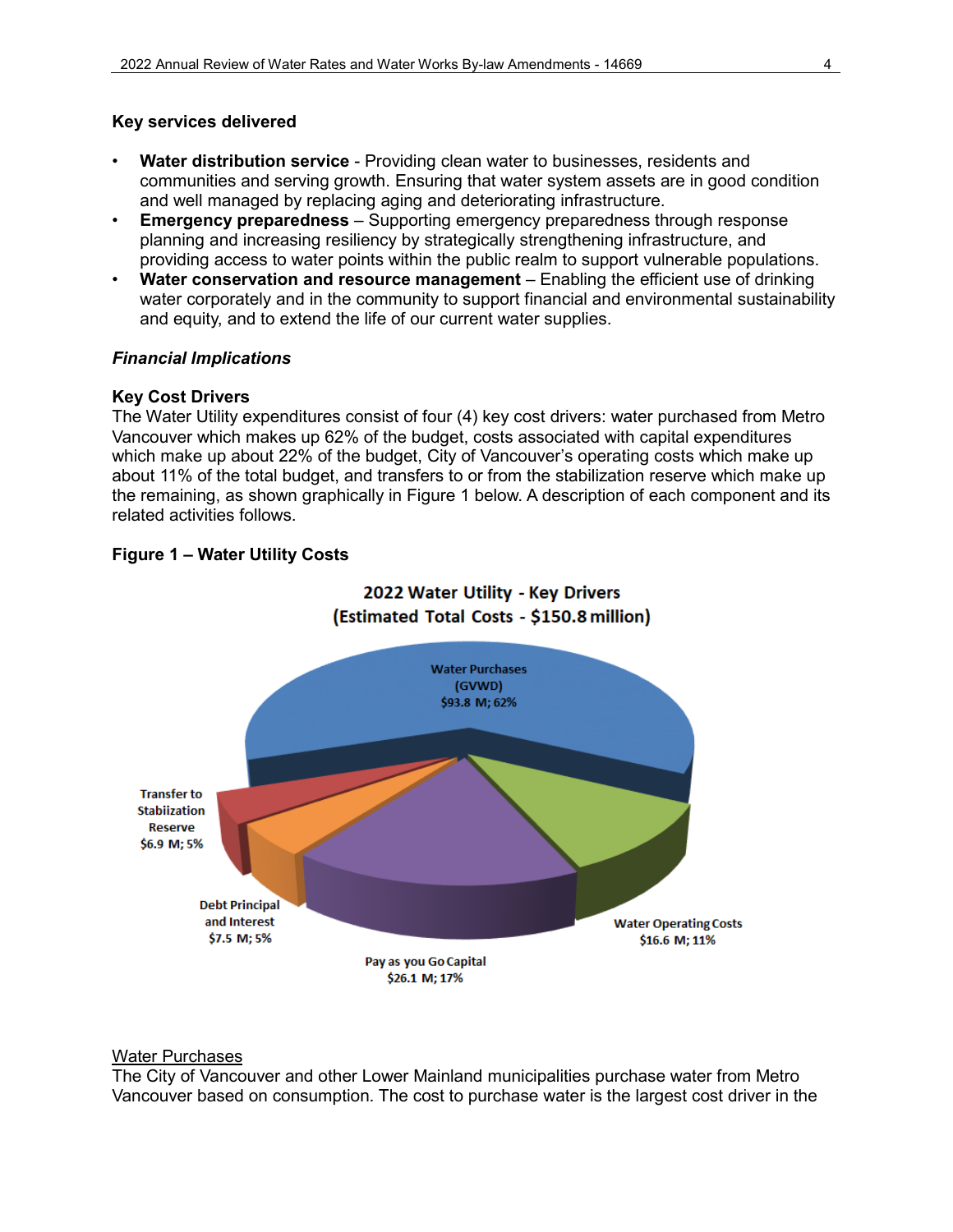**Key services delivered**

- **Water distribution service** - Providing clean water to businesses, residents and communities and serving growth. Ensuring that water system assets are in good condition and well managed by replacing aging and deteriorating infrastructure.
- **Emergency preparedness** – Supporting emergency preparedness through response planning and increasing resiliency by strategically strengthening infrastructure, and providing access to water points within the public realm to support vulnerable populations.
- **Water conservation and resource management** – Enabling the efficient use of drinking water corporately and in the community to support financial and environmental sustainability and equity, and to extend the life of our current water supplies.

### *Financial Implications*

**Key Cost Drivers**
The Water Utility expenditures consist of four (4) key cost drivers: water purchased from Metro Vancouver which makes up 62% of the budget, costs associated with capital expenditures which make up about 22% of the budget, City of Vancouver's operating costs which make up about 11% of the total budget, and transfers to or from the stabilization reserve which make up the remaining, as shown graphically in Figure 1 below. A description of each component and its related activities follows.

**Figure 1 – Water Utility Costs**

**2022 Water Utility - Key Drivers (Estimated Total Costs - $150.8 million)**

| Component | Amount | Share |
|---|---|---|
| Water Purchases (GVWD) | $93.8 M | 62% |
| Water Operating Costs | $16.6 M | 11% |
| Pay as you Go Capital | $26.1 M | 17% |
| Debt Principal and Interest | $7.5 M | 5% |
| Transfer to Stabiization Reserve | $6.9 M | 5% |

<u>Water Purchases</u>
The City of Vancouver and other Lower Mainland municipalities purchase water from Metro Vancouver based on consumption. The cost to purchase water is the largest cost driver in the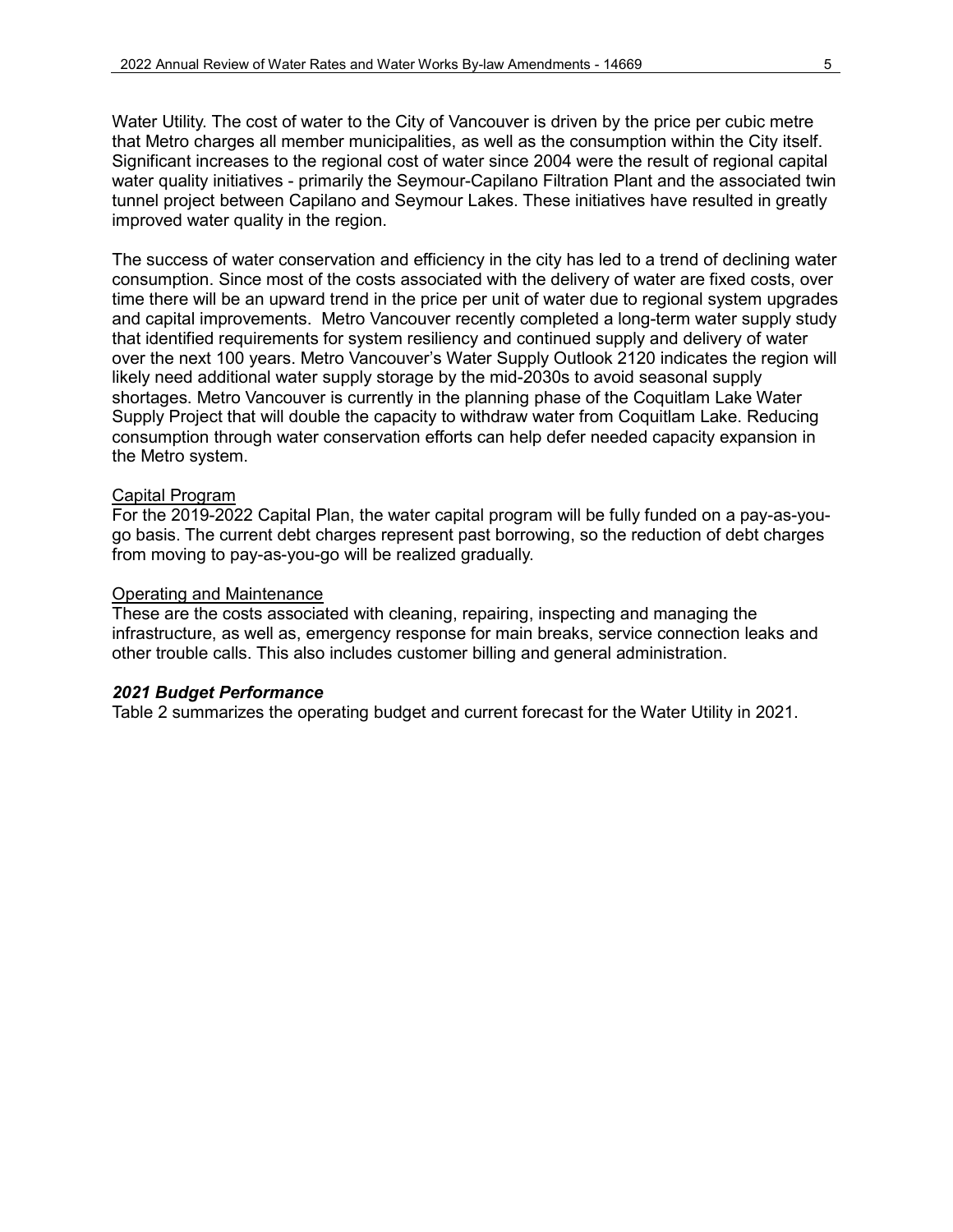Water Utility. The cost of water to the City of Vancouver is driven by the price per cubic metre that Metro charges all member municipalities, as well as the consumption within the City itself. Significant increases to the regional cost of water since 2004 were the result of regional capital water quality initiatives - primarily the Seymour-Capilano Filtration Plant and the associated twin tunnel project between Capilano and Seymour Lakes. These initiatives have resulted in greatly improved water quality in the region.

The success of water conservation and efficiency in the city has led to a trend of declining water consumption. Since most of the costs associated with the delivery of water are fixed costs, over time there will be an upward trend in the price per unit of water due to regional system upgrades and capital improvements. Metro Vancouver recently completed a long-term water supply study that identified requirements for system resiliency and continued supply and delivery of water over the next 100 years. Metro Vancouver's Water Supply Outlook 2120 indicates the region will likely need additional water supply storage by the mid-2030s to avoid seasonal supply shortages. Metro Vancouver is currently in the planning phase of the Coquitlam Lake Water Supply Project that will double the capacity to withdraw water from Coquitlam Lake. Reducing consumption through water conservation efforts can help defer needed capacity expansion in the Metro system.

<u>Capital Program</u>
For the 2019-2022 Capital Plan, the water capital program will be fully funded on a pay-as-you-go basis. The current debt charges represent past borrowing, so the reduction of debt charges from moving to pay-as-you-go will be realized gradually.

<u>Operating and Maintenance</u>
These are the costs associated with cleaning, repairing, inspecting and managing the infrastructure, as well as, emergency response for main breaks, service connection leaks and other trouble calls. This also includes customer billing and general administration.

***2021 Budget Performance***
Table 2 summarizes the operating budget and current forecast for the Water Utility in 2021.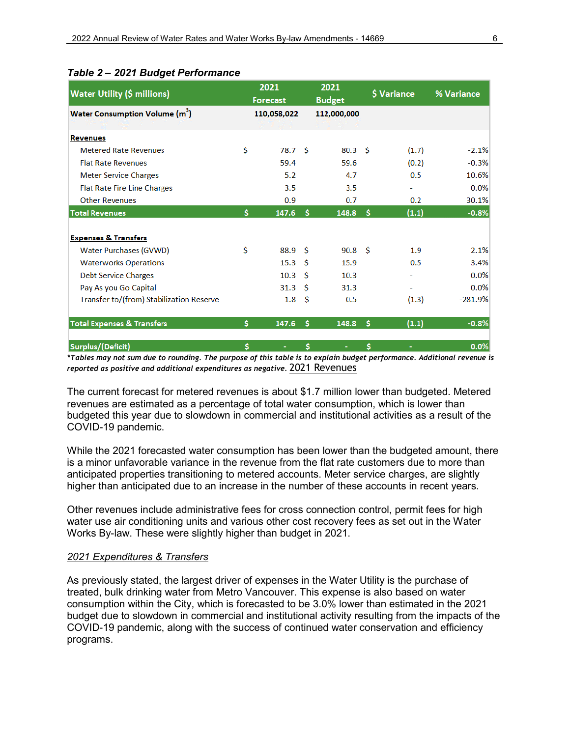*Table 2 – 2021 Budget Performance*

| Water Utility ($ millions) | 2021 Forecast | 2021 Budget | $ Variance | % Variance |
|---|---|---|---|---|
| **Water Consumption Volume (m$^3$)** | **110,058,022** | **112,000,000** | | |
| **Revenues** | | | | |
| Metered Rate Revenues | $ 78.7 | $ 80.3 | $ (1.7) | -2.1% |
| Flat Rate Revenues | 59.4 | 59.6 | (0.2) | -0.3% |
| Meter Service Charges | 5.2 | 4.7 | 0.5 | 10.6% |
| Flat Rate Fire Line Charges | 3.5 | 3.5 | - | 0.0% |
| Other Revenues | 0.9 | 0.7 | 0.2 | 30.1% |
| **Total Revenues** | **$ 147.6** | **$ 148.8** | **$ (1.1)** | **-0.8%** |
| **Expenses & Transfers** | | | | |
| Water Purchases (GVWD) | $ 88.9 | $ 90.8 | $ 1.9 | 2.1% |
| Waterworks Operations | 15.3 | $ 15.9 | 0.5 | 3.4% |
| Debt Service Charges | 10.3 | $ 10.3 | - | 0.0% |
| Pay As you Go Capital | 31.3 | $ 31.3 | - | 0.0% |
| Transfer to/(from) Stabilization Reserve | 1.8 | $ 0.5 | (1.3) | -281.9% |
| **Total Expenses & Transfers** | **$ 147.6** | **$ 148.8** | **$ (1.1)** | **-0.8%** |
| **Surplus/(Deficit)** | **$ -** | **$ -** | **$ -** | **0.0%** |

****Tables may not sum due to rounding. The purpose of this table is to explain budget performance. Additional revenue is reported as positive and additional expenditures as negative.***

<u>2021 Revenues</u>

The current forecast for metered revenues is about $1.7 million lower than budgeted. Metered revenues are estimated as a percentage of total water consumption, which is lower than budgeted this year due to slowdown in commercial and institutional activities as a result of the COVID-19 pandemic.

While the 2021 forecasted water consumption has been lower than the budgeted amount, there is a minor unfavorable variance in the revenue from the flat rate customers due to more than anticipated properties transitioning to metered accounts. Meter service charges, are slightly higher than anticipated due to an increase in the number of these accounts in recent years.

Other revenues include administrative fees for cross connection control, permit fees for high water use air conditioning units and various other cost recovery fees as set out in the Water Works By-law. These were slightly higher than budget in 2021.

*<u>2021 Expenditures & Transfers</u>*

As previously stated, the largest driver of expenses in the Water Utility is the purchase of treated, bulk drinking water from Metro Vancouver. This expense is also based on water consumption within the City, which is forecasted to be 3.0% lower than estimated in the 2021 budget due to slowdown in commercial and institutional activity resulting from the impacts of the COVID-19 pandemic, along with the success of continued water conservation and efficiency programs.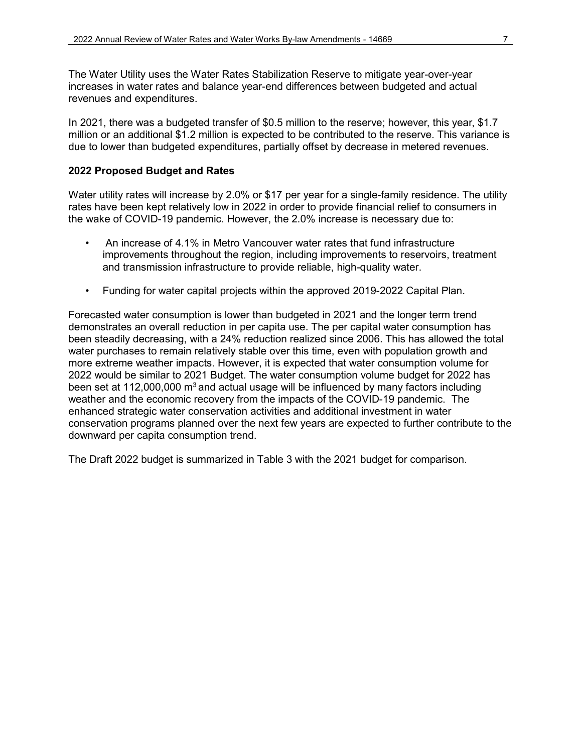The Water Utility uses the Water Rates Stabilization Reserve to mitigate year-over-year increases in water rates and balance year-end differences between budgeted and actual revenues and expenditures.

In 2021, there was a budgeted transfer of $0.5 million to the reserve; however, this year, $1.7 million or an additional $1.2 million is expected to be contributed to the reserve. This variance is due to lower than budgeted expenditures, partially offset by decrease in metered revenues.

**2022 Proposed Budget and Rates**

Water utility rates will increase by 2.0% or $17 per year for a single-family residence. The utility rates have been kept relatively low in 2022 in order to provide financial relief to consumers in the wake of COVID-19 pandemic. However, the 2.0% increase is necessary due to:

- An increase of 4.1% in Metro Vancouver water rates that fund infrastructure improvements throughout the region, including improvements to reservoirs, treatment and transmission infrastructure to provide reliable, high-quality water.
- Funding for water capital projects within the approved 2019-2022 Capital Plan.

Forecasted water consumption is lower than budgeted in 2021 and the longer term trend demonstrates an overall reduction in per capita use. The per capital water consumption has been steadily decreasing, with a 24% reduction realized since 2006. This has allowed the total water purchases to remain relatively stable over this time, even with population growth and more extreme weather impacts. However, it is expected that water consumption volume for 2022 would be similar to 2021 Budget. The water consumption volume budget for 2022 has been set at 112,000,000 $m^3$ and actual usage will be influenced by many factors including weather and the economic recovery from the impacts of the COVID-19 pandemic. The enhanced strategic water conservation activities and additional investment in water conservation programs planned over the next few years are expected to further contribute to the downward per capita consumption trend.

The Draft 2022 budget is summarized in Table 3 with the 2021 budget for comparison.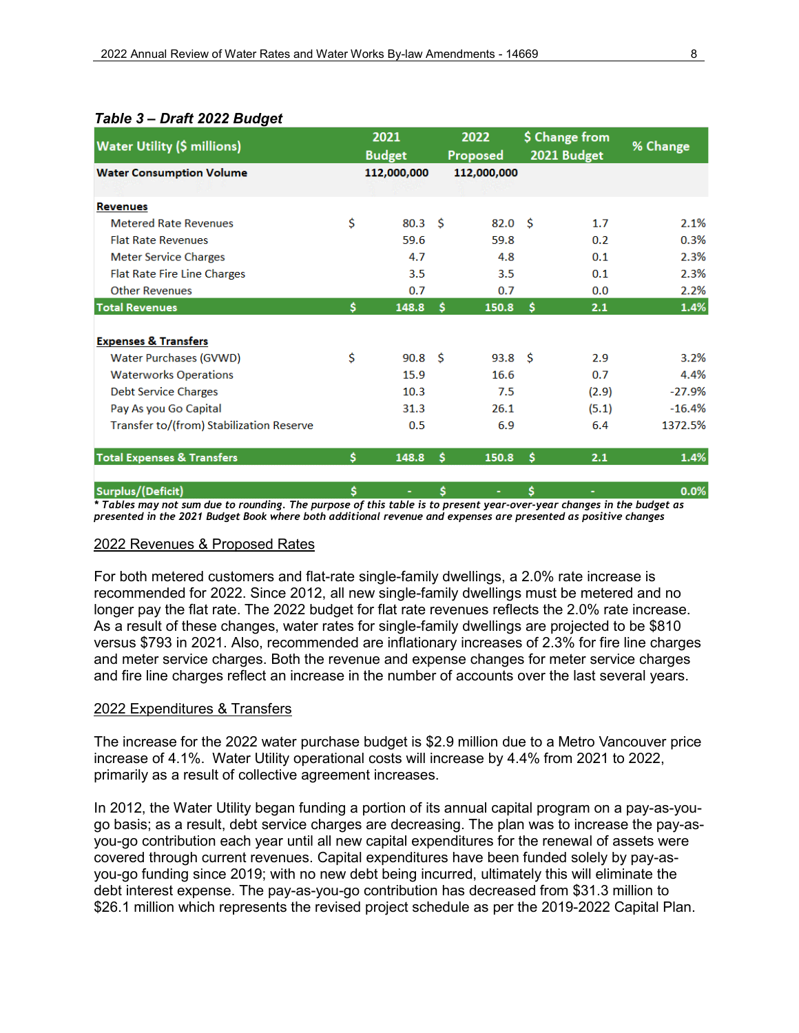**Table 3 – Draft 2022 Budget**

| Water Utility ($ millions) | 2021 Budget | 2022 Proposed | $ Change from 2021 Budget | % Change |
|---|---|---|---|---|
| **Water Consumption Volume** | **112,000,000** | **112,000,000** | | |
| **Revenues** | | | | |
| Metered Rate Revenues | $ 80.3 | $ 82.0 | $ 1.7 | 2.1% |
| Flat Rate Revenues | 59.6 | 59.8 | 0.2 | 0.3% |
| Meter Service Charges | 4.7 | 4.8 | 0.1 | 2.3% |
| Flat Rate Fire Line Charges | 3.5 | 3.5 | 0.1 | 2.3% |
| Other Revenues | 0.7 | 0.7 | 0.0 | 2.2% |
| **Total Revenues** | **$ 148.8** | **$ 150.8** | **$ 2.1** | **1.4%** |
| **Expenses & Transfers** | | | | |
| Water Purchases (GVWD) | $ 90.8 | $ 93.8 | $ 2.9 | 3.2% |
| Waterworks Operations | 15.9 | 16.6 | 0.7 | 4.4% |
| Debt Service Charges | 10.3 | 7.5 | (2.9) | -27.9% |
| Pay As you Go Capital | 31.3 | 26.1 | (5.1) | -16.4% |
| Transfer to/(from) Stabilization Reserve | 0.5 | 6.9 | 6.4 | 1372.5% |
| **Total Expenses & Transfers** | **$ 148.8** | **$ 150.8** | **$ 2.1** | **1.4%** |
| **Surplus/(Deficit)** | **$ -** | **$ -** | **$ -** | **0.0%** |

*\* Tables may not sum due to rounding. The purpose of this table is to present year-over-year changes in the budget as presented in the 2021 Budget Book where both additional revenue and expenses are presented as positive changes*

## 2022 Revenues & Proposed Rates

For both metered customers and flat-rate single-family dwellings, a 2.0% rate increase is recommended for 2022. Since 2012, all new single-family dwellings must be metered and no longer pay the flat rate. The 2022 budget for flat rate revenues reflects the 2.0% rate increase. As a result of these changes, water rates for single-family dwellings are projected to be $810 versus $793 in 2021. Also, recommended are inflationary increases of 2.3% for fire line charges and meter service charges. Both the revenue and expense changes for meter service charges and fire line charges reflect an increase in the number of accounts over the last several years.

## 2022 Expenditures & Transfers

The increase for the 2022 water purchase budget is $2.9 million due to a Metro Vancouver price increase of 4.1%. Water Utility operational costs will increase by 4.4% from 2021 to 2022, primarily as a result of collective agreement increases.

In 2012, the Water Utility began funding a portion of its annual capital program on a pay-as-you-go basis; as a result, debt service charges are decreasing. The plan was to increase the pay-as-you-go contribution each year until all new capital expenditures for the renewal of assets were covered through current revenues. Capital expenditures have been funded solely by pay-as-you-go funding since 2019; with no new debt being incurred, ultimately this will eliminate the debt interest expense. The pay-as-you-go contribution has decreased from $31.3 million to $26.1 million which represents the revised project schedule as per the 2019-2022 Capital Plan.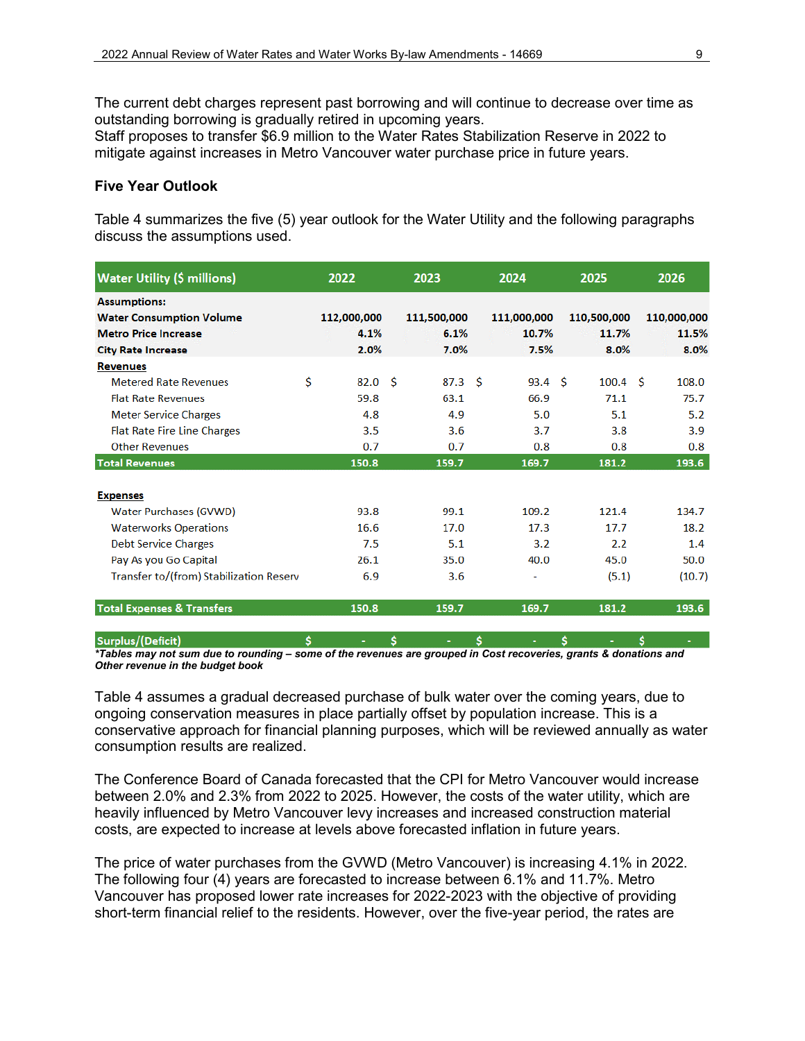The current debt charges represent past borrowing and will continue to decrease over time as outstanding borrowing is gradually retired in upcoming years.
Staff proposes to transfer $6.9 million to the Water Rates Stabilization Reserve in 2022 to mitigate against increases in Metro Vancouver water purchase price in future years.

### Five Year Outlook

Table 4 summarizes the five (5) year outlook for the Water Utility and the following paragraphs discuss the assumptions used.

| Water Utility ($ millions) | 2022 | 2023 | 2024 | 2025 | 2026 |
|---|---|---|---|---|---|
| **Assumptions:** | | | | | |
| **Water Consumption Volume** | 112,000,000 | 111,500,000 | 111,000,000 | 110,500,000 | 110,000,000 |
| **Metro Price Increase** | 4.1% | 6.1% | 10.7% | 11.7% | 11.5% |
| **City Rate Increase** | 2.0% | 7.0% | 7.5% | 8.0% | 8.0% |
| **Revenues** | | | | | |
| Metered Rate Revenues | $ 82.0 | $ 87.3 | $ 93.4 | $ 100.4 | $ 108.0 |
| Flat Rate Revenues | 59.8 | 63.1 | 66.9 | 71.1 | 75.7 |
| Meter Service Charges | 4.8 | 4.9 | 5.0 | 5.1 | 5.2 |
| Flat Rate Fire Line Charges | 3.5 | 3.6 | 3.7 | 3.8 | 3.9 |
| Other Revenues | 0.7 | 0.7 | 0.8 | 0.8 | 0.8 |
| **Total Revenues** | **150.8** | **159.7** | **169.7** | **181.2** | **193.6** |
| **Expenses** | | | | | |
| Water Purchases (GVWD) | 93.8 | 99.1 | 109.2 | 121.4 | 134.7 |
| Waterworks Operations | 16.6 | 17.0 | 17.3 | 17.7 | 18.2 |
| Debt Service Charges | 7.5 | 5.1 | 3.2 | 2.2 | 1.4 |
| Pay As you Go Capital | 26.1 | 35.0 | 40.0 | 45.0 | 50.0 |
| Transfer to/(from) Stabilization Reserv | 6.9 | 3.6 | - | (5.1) | (10.7) |
| **Total Expenses & Transfers** | **150.8** | **159.7** | **169.7** | **181.2** | **193.6** |
| **Surplus/(Deficit)** | $ - | $ - | $ - | $ - | $ - |

***Tables may not sum due to rounding – some of the revenues are grouped in Cost recoveries, grants & donations and Other revenue in the budget book***

Table 4 assumes a gradual decreased purchase of bulk water over the coming years, due to ongoing conservation measures in place partially offset by population increase. This is a conservative approach for financial planning purposes, which will be reviewed annually as water consumption results are realized.

The Conference Board of Canada forecasted that the CPI for Metro Vancouver would increase between 2.0% and 2.3% from 2022 to 2025. However, the costs of the water utility, which are heavily influenced by Metro Vancouver levy increases and increased construction material costs, are expected to increase at levels above forecasted inflation in future years.

The price of water purchases from the GVWD (Metro Vancouver) is increasing 4.1% in 2022. The following four (4) years are forecasted to increase between 6.1% and 11.7%. Metro Vancouver has proposed lower rate increases for 2022-2023 with the objective of providing short-term financial relief to the residents. However, over the five-year period, the rates are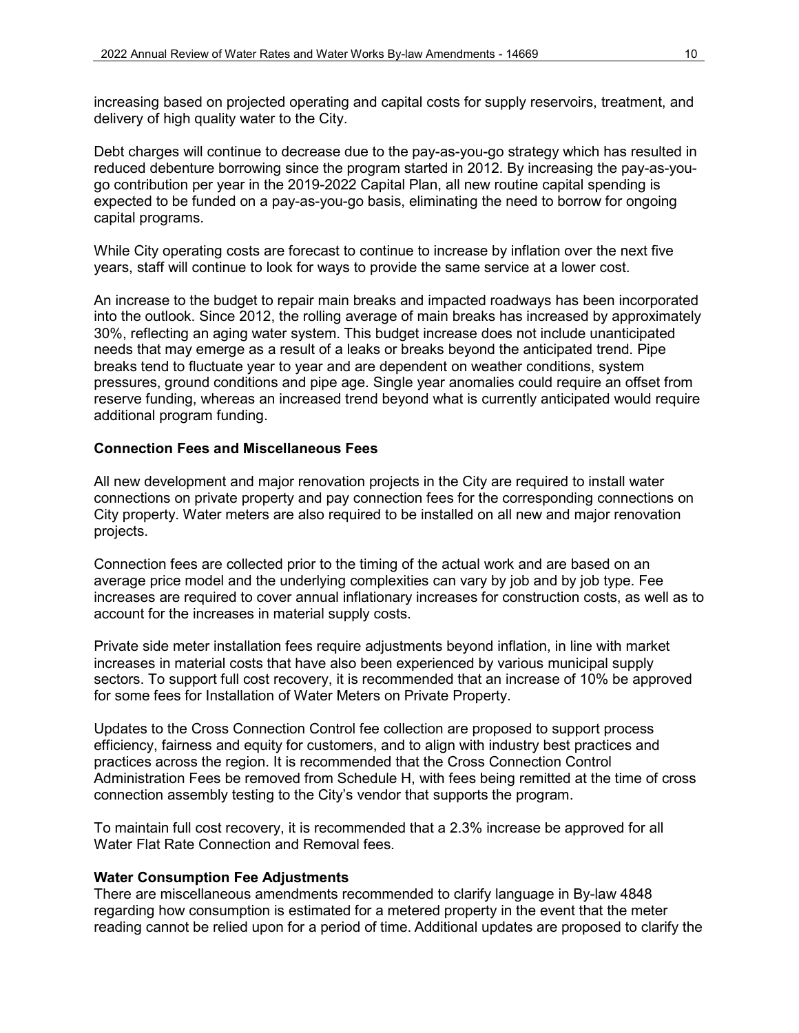increasing based on projected operating and capital costs for supply reservoirs, treatment, and delivery of high quality water to the City.

Debt charges will continue to decrease due to the pay-as-you-go strategy which has resulted in reduced debenture borrowing since the program started in 2012. By increasing the pay-as-you-go contribution per year in the 2019-2022 Capital Plan, all new routine capital spending is expected to be funded on a pay-as-you-go basis, eliminating the need to borrow for ongoing capital programs.

While City operating costs are forecast to continue to increase by inflation over the next five years, staff will continue to look for ways to provide the same service at a lower cost.

An increase to the budget to repair main breaks and impacted roadways has been incorporated into the outlook. Since 2012, the rolling average of main breaks has increased by approximately 30%, reflecting an aging water system. This budget increase does not include unanticipated needs that may emerge as a result of a leaks or breaks beyond the anticipated trend. Pipe breaks tend to fluctuate year to year and are dependent on weather conditions, system pressures, ground conditions and pipe age. Single year anomalies could require an offset from reserve funding, whereas an increased trend beyond what is currently anticipated would require additional program funding.

**Connection Fees and Miscellaneous Fees**

All new development and major renovation projects in the City are required to install water connections on private property and pay connection fees for the corresponding connections on City property. Water meters are also required to be installed on all new and major renovation projects.

Connection fees are collected prior to the timing of the actual work and are based on an average price model and the underlying complexities can vary by job and by job type. Fee increases are required to cover annual inflationary increases for construction costs, as well as to account for the increases in material supply costs.

Private side meter installation fees require adjustments beyond inflation, in line with market increases in material costs that have also been experienced by various municipal supply sectors. To support full cost recovery, it is recommended that an increase of 10% be approved for some fees for Installation of Water Meters on Private Property.

Updates to the Cross Connection Control fee collection are proposed to support process efficiency, fairness and equity for customers, and to align with industry best practices and practices across the region. It is recommended that the Cross Connection Control Administration Fees be removed from Schedule H, with fees being remitted at the time of cross connection assembly testing to the City's vendor that supports the program.

To maintain full cost recovery, it is recommended that a 2.3% increase be approved for all Water Flat Rate Connection and Removal fees.

**Water Consumption Fee Adjustments**

There are miscellaneous amendments recommended to clarify language in By-law 4848 regarding how consumption is estimated for a metered property in the event that the meter reading cannot be relied upon for a period of time. Additional updates are proposed to clarify the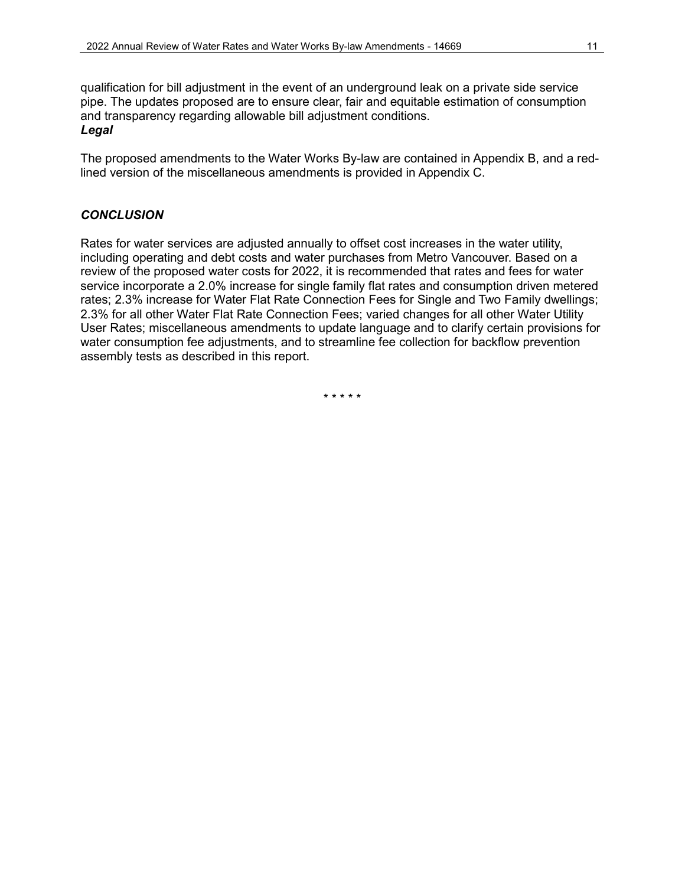qualification for bill adjustment in the event of an underground leak on a private side service pipe. The updates proposed are to ensure clear, fair and equitable estimation of consumption and transparency regarding allowable bill adjustment conditions.

***Legal***

The proposed amendments to the Water Works By-law are contained in Appendix B, and a red-lined version of the miscellaneous amendments is provided in Appendix C.

## *CONCLUSION*

Rates for water services are adjusted annually to offset cost increases in the water utility, including operating and debt costs and water purchases from Metro Vancouver. Based on a review of the proposed water costs for 2022, it is recommended that rates and fees for water service incorporate a 2.0% increase for single family flat rates and consumption driven metered rates; 2.3% increase for Water Flat Rate Connection Fees for Single and Two Family dwellings; 2.3% for all other Water Flat Rate Connection Fees; varied changes for all other Water Utility User Rates; miscellaneous amendments to update language and to clarify certain provisions for water consumption fee adjustments, and to streamline fee collection for backflow prevention assembly tests as described in this report.

\* \* \* \* \*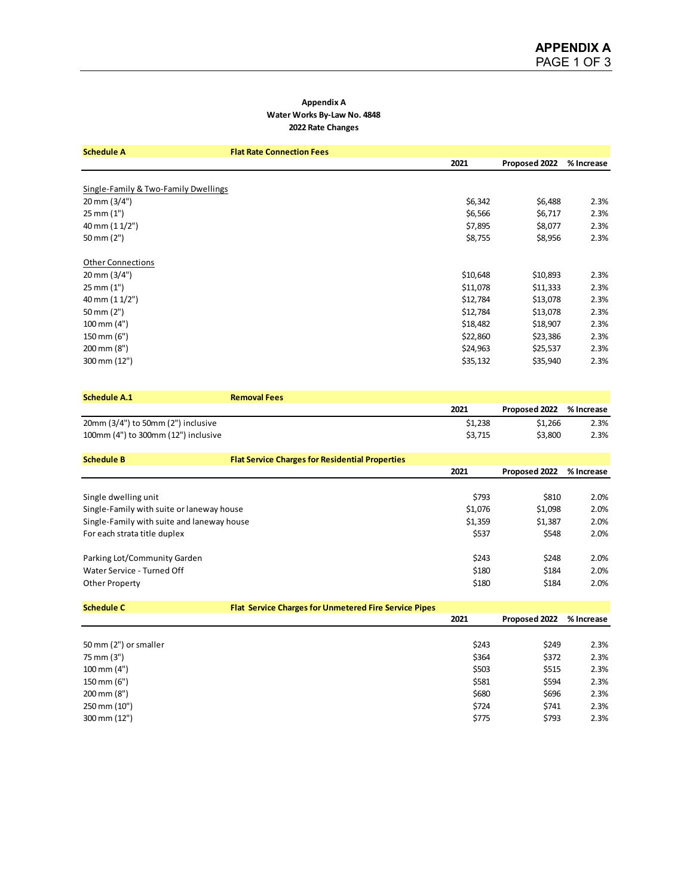# APPENDIX A

## Appendix A
## Water Works By-Law No. 4848
## 2022 Rate Changes

| Schedule A | Flat Rate Connection Fees | 2021 | Proposed 2022 | % Increase |
|---|---|---|---|---|
| Single-Family & Two-Family Dwellings | | | | |
| 20 mm (3/4") | | $6,342 | $6,488 | 2.3% |
| 25 mm (1") | | $6,566 | $6,717 | 2.3% |
| 40 mm (1 1/2") | | $7,895 | $8,077 | 2.3% |
| 50 mm (2") | | $8,755 | $8,956 | 2.3% |
| Other Connections | | | | |
| 20 mm (3/4") | | $10,648 | $10,893 | 2.3% |
| 25 mm (1") | | $11,078 | $11,333 | 2.3% |
| 40 mm (1 1/2") | | $12,784 | $13,078 | 2.3% |
| 50 mm (2") | | $12,784 | $13,078 | 2.3% |
| 100 mm (4") | | $18,482 | $18,907 | 2.3% |
| 150 mm (6") | | $22,860 | $23,386 | 2.3% |
| 200 mm (8") | | $24,963 | $25,537 | 2.3% |
| 300 mm (12") | | $35,132 | $35,940 | 2.3% |

| Schedule A.1 | Removal Fees | 2021 | Proposed 2022 | % Increase |
|---|---|---|---|---|
| 20mm (3/4") to 50mm (2") inclusive | | $1,238 | $1,266 | 2.3% |
| 100mm (4") to 300mm (12") inclusive | | $3,715 | $3,800 | 2.3% |

| Schedule B | Flat Service Charges for Residential Properties | 2021 | Proposed 2022 | % Increase |
|---|---|---|---|---|
| Single dwelling unit | | $793 | $810 | 2.0% |
| Single-Family with suite or laneway house | | $1,076 | $1,098 | 2.0% |
| Single-Family with suite and laneway house | | $1,359 | $1,387 | 2.0% |
| For each strata title duplex | | $537 | $548 | 2.0% |
| Parking Lot/Community Garden | | $243 | $248 | 2.0% |
| Water Service - Turned Off | | $180 | $184 | 2.0% |
| Other Property | | $180 | $184 | 2.0% |

| Schedule C | Flat Service Charges for Unmetered Fire Service Pipes | 2021 | Proposed 2022 | % Increase |
|---|---|---|---|---|
| 50 mm (2") or smaller | | $243 | $249 | 2.3% |
| 75 mm (3") | | $364 | $372 | 2.3% |
| 100 mm (4") | | $503 | $515 | 2.3% |
| 150 mm (6") | | $581 | $594 | 2.3% |
| 200 mm (8") | | $680 | $696 | 2.3% |
| 250 mm (10") | | $724 | $741 | 2.3% |
| 300 mm (12") | | $775 | $793 | 2.3% |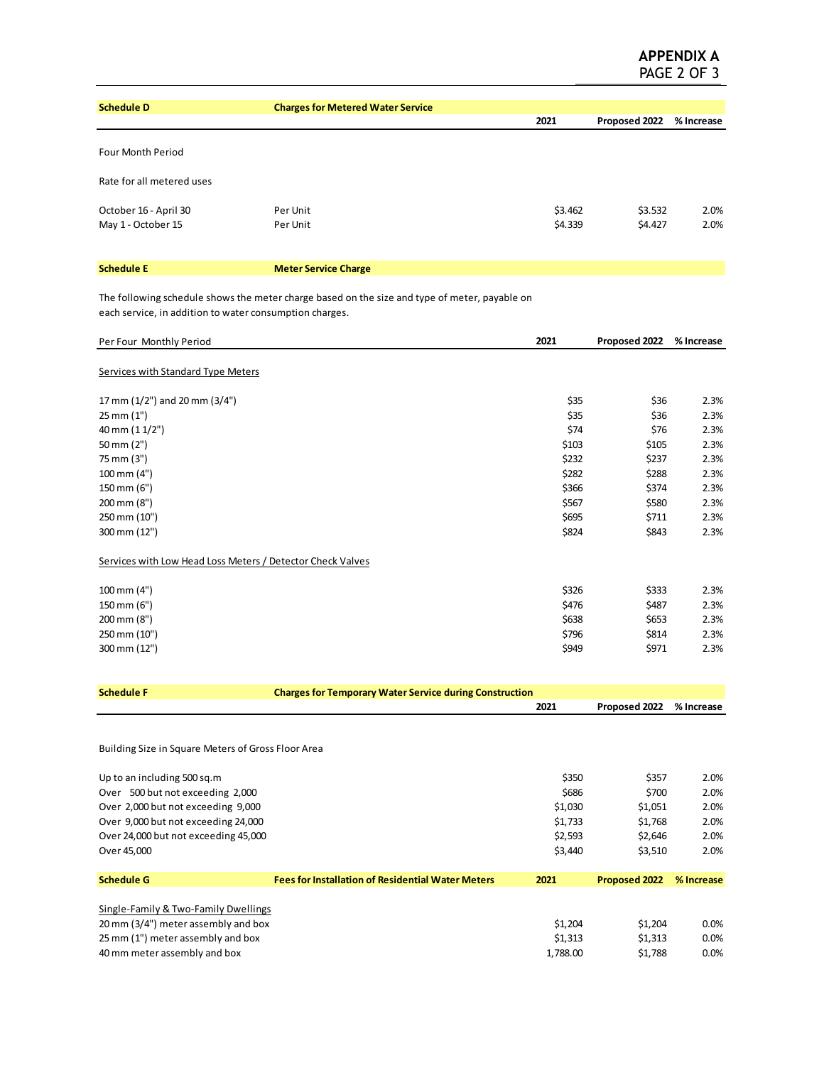# APPENDIX A
PAGE 2 OF 3

## Schedule D — Charges for Metered Water Service

| | | 2021 | Proposed 2022 | % Increase |
|---|---|---|---|---|
| Four Month Period | | | | |
| Rate for all metered uses | | | | |
| October 16 - April 30 | Per Unit | $3.462 | $3.532 | 2.0% |
| May 1 - October 15 | Per Unit | $4.339 | $4.427 | 2.0% |

## Schedule E — Meter Service Charge

The following schedule shows the meter charge based on the size and type of meter, payable on each service, in addition to water consumption charges.

| Per Four Monthly Period | 2021 | Proposed 2022 | % Increase |
|---|---|---|---|
| Services with Standard Type Meters | | | |
| 17 mm (1/2") and 20 mm (3/4") | $35 | $36 | 2.3% |
| 25 mm (1") | $35 | $36 | 2.3% |
| 40 mm (1 1/2") | $74 | $76 | 2.3% |
| 50 mm (2") | $103 | $105 | 2.3% |
| 75 mm (3") | $232 | $237 | 2.3% |
| 100 mm (4") | $282 | $288 | 2.3% |
| 150 mm (6") | $366 | $374 | 2.3% |
| 200 mm (8") | $567 | $580 | 2.3% |
| 250 mm (10") | $695 | $711 | 2.3% |
| 300 mm (12") | $824 | $843 | 2.3% |
| Services with Low Head Loss Meters / Detector Check Valves | | | |
| 100 mm (4") | $326 | $333 | 2.3% |
| 150 mm (6") | $476 | $487 | 2.3% |
| 200 mm (8") | $638 | $653 | 2.3% |
| 250 mm (10") | $796 | $814 | 2.3% |
| 300 mm (12") | $949 | $971 | 2.3% |

## Schedule F — Charges for Temporary Water Service during Construction

| Building Size in Square Meters of Gross Floor Area | 2021 | Proposed 2022 | % Increase |
|---|---|---|---|
| Up to an including 500 sq.m | $350 | $357 | 2.0% |
| Over 500 but not exceeding 2,000 | $686 | $700 | 2.0% |
| Over 2,000 but not exceeding 9,000 | $1,030 | $1,051 | 2.0% |
| Over 9,000 but not exceeding 24,000 | $1,733 | $1,768 | 2.0% |
| Over 24,000 but not exceeding 45,000 | $2,593 | $2,646 | 2.0% |
| Over 45,000 | $3,440 | $3,510 | 2.0% |

## Schedule G — Fees for Installation of Residential Water Meters

| | 2021 | Proposed 2022 | % Increase |
|---|---|---|---|
| Single-Family & Two-Family Dwellings | | | |
| 20 mm (3/4") meter assembly and box | $1,204 | $1,204 | 0.0% |
| 25 mm (1") meter assembly and box | $1,313 | $1,313 | 0.0% |
| 40 mm meter assembly and box | 1,788.00 | $1,788 | 0.0% |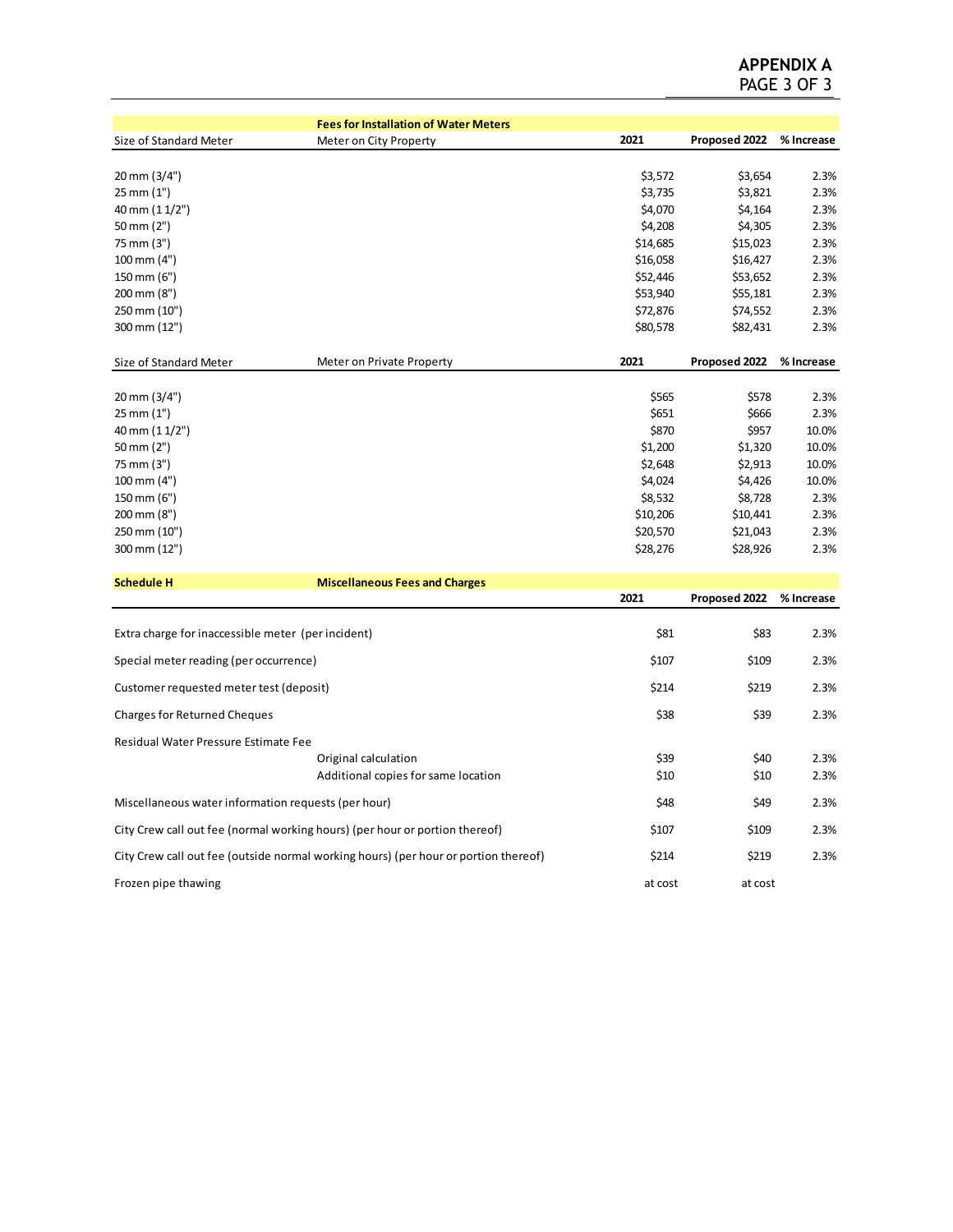# APPENDIX A
## PAGE 3 OF 3

**Fees for Installation of Water Meters**

| Size of Standard Meter | Meter on City Property | 2021 | Proposed 2022 | % Increase |
|---|---|---|---|---|
| 20 mm (3/4") | | $3,572 | $3,654 | 2.3% |
| 25 mm (1") | | $3,735 | $3,821 | 2.3% |
| 40 mm (1 1/2") | | $4,070 | $4,164 | 2.3% |
| 50 mm (2") | | $4,208 | $4,305 | 2.3% |
| 75 mm (3") | | $14,685 | $15,023 | 2.3% |
| 100 mm (4") | | $16,058 | $16,427 | 2.3% |
| 150 mm (6") | | $52,446 | $53,652 | 2.3% |
| 200 mm (8") | | $53,940 | $55,181 | 2.3% |
| 250 mm (10") | | $72,876 | $74,552 | 2.3% |
| 300 mm (12") | | $80,578 | $82,431 | 2.3% |

| Size of Standard Meter | Meter on Private Property | 2021 | Proposed 2022 | % Increase |
|---|---|---|---|---|
| 20 mm (3/4") | | $565 | $578 | 2.3% |
| 25 mm (1") | | $651 | $666 | 2.3% |
| 40 mm (1 1/2") | | $870 | $957 | 10.0% |
| 50 mm (2") | | $1,200 | $1,320 | 10.0% |
| 75 mm (3") | | $2,648 | $2,913 | 10.0% |
| 100 mm (4") | | $4,024 | $4,426 | 10.0% |
| 150 mm (6") | | $8,532 | $8,728 | 2.3% |
| 200 mm (8") | | $10,206 | $10,441 | 2.3% |
| 250 mm (10") | | $20,570 | $21,043 | 2.3% |
| 300 mm (12") | | $28,276 | $28,926 | 2.3% |

**Schedule H** — **Miscellaneous Fees and Charges**

| | | 2021 | Proposed 2022 | % Increase |
|---|---|---|---|---|
| Extra charge for inaccessible meter (per incident) | | $81 | $83 | 2.3% |
| Special meter reading (per occurrence) | | $107 | $109 | 2.3% |
| Customer requested meter test (deposit) | | $214 | $219 | 2.3% |
| Charges for Returned Cheques | | $38 | $39 | 2.3% |
| Residual Water Pressure Estimate Fee | | | | |
| | Original calculation | $39 | $40 | 2.3% |
| | Additional copies for same location | $10 | $10 | 2.3% |
| Miscellaneous water information requests (per hour) | | $48 | $49 | 2.3% |
| City Crew call out fee (normal working hours) (per hour or portion thereof) | | $107 | $109 | 2.3% |
| City Crew call out fee (outside normal working hours) (per hour or portion thereof) | | $214 | $219 | 2.3% |
| Frozen pipe thawing | | at cost | at cost | |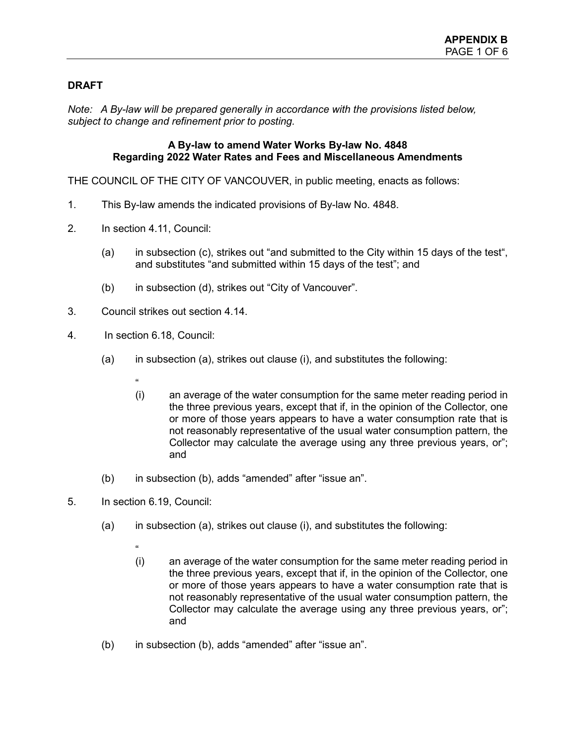**DRAFT**

*Note: A By-law will be prepared generally in accordance with the provisions listed below, subject to change and refinement prior to posting.*

**A By-law to amend Water Works By-law No. 4848**
**Regarding 2022 Water Rates and Fees and Miscellaneous Amendments**

THE COUNCIL OF THE CITY OF VANCOUVER, in public meeting, enacts as follows:

1. This By-law amends the indicated provisions of By-law No. 4848.

2. In section 4.11, Council:

   (a) in subsection (c), strikes out "and submitted to the City within 15 days of the test", and substitutes "and submitted within 15 days of the test"; and

   (b) in subsection (d), strikes out "City of Vancouver".

3. Council strikes out section 4.14.

4. In section 6.18, Council:

   (a) in subsection (a), strikes out clause (i), and substitutes the following:

   "

   (i) an average of the water consumption for the same meter reading period in the three previous years, except that if, in the opinion of the Collector, one or more of those years appears to have a water consumption rate that is not reasonably representative of the usual water consumption pattern, the Collector may calculate the average using any three previous years, or"; and

   (b) in subsection (b), adds "amended" after "issue an".

5. In section 6.19, Council:

   (a) in subsection (a), strikes out clause (i), and substitutes the following:

   "

   (i) an average of the water consumption for the same meter reading period in the three previous years, except that if, in the opinion of the Collector, one or more of those years appears to have a water consumption rate that is not reasonably representative of the usual water consumption pattern, the Collector may calculate the average using any three previous years, or"; and

   (b) in subsection (b), adds "amended" after "issue an".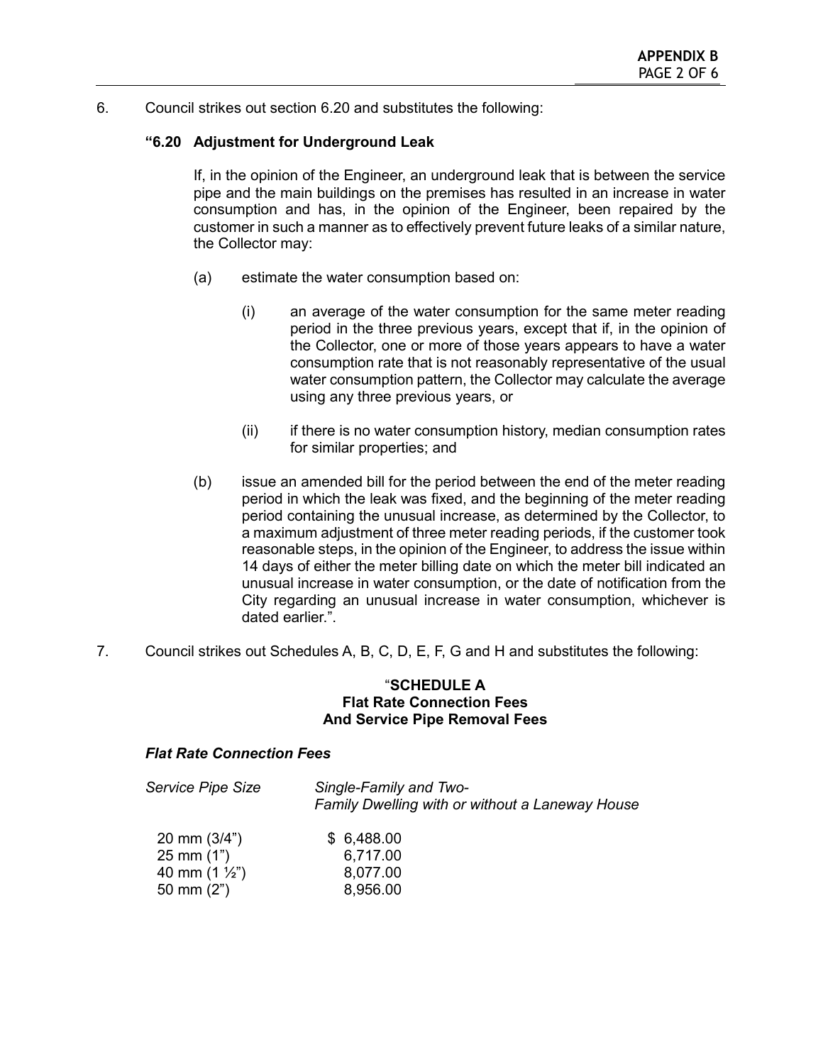6. Council strikes out section 6.20 and substitutes the following:

**"6.20 Adjustment for Underground Leak**

If, in the opinion of the Engineer, an underground leak that is between the service pipe and the main buildings on the premises has resulted in an increase in water consumption and has, in the opinion of the Engineer, been repaired by the customer in such a manner as to effectively prevent future leaks of a similar nature, the Collector may:

(a) estimate the water consumption based on:

(i) an average of the water consumption for the same meter reading period in the three previous years, except that if, in the opinion of the Collector, one or more of those years appears to have a water consumption rate that is not reasonably representative of the usual water consumption pattern, the Collector may calculate the average using any three previous years, or

(ii) if there is no water consumption history, median consumption rates for similar properties; and

(b) issue an amended bill for the period between the end of the meter reading period in which the leak was fixed, and the beginning of the meter reading period containing the unusual increase, as determined by the Collector, to a maximum adjustment of three meter reading periods, if the customer took reasonable steps, in the opinion of the Engineer, to address the issue within 14 days of either the meter billing date on which the meter bill indicated an unusual increase in water consumption, or the date of notification from the City regarding an unusual increase in water consumption, whichever is dated earlier.".

7. Council strikes out Schedules A, B, C, D, E, F, G and H and substitutes the following:

**"SCHEDULE A**
**Flat Rate Connection Fees**
**And Service Pipe Removal Fees**

***Flat Rate Connection Fees***

| *Service Pipe Size* | *Single-Family and Two-Family Dwelling with or without a Laneway House* |
|---|---|
| 20 mm (3/4") | $ 6,488.00 |
| 25 mm (1") | 6,717.00 |
| 40 mm (1 ½") | 8,077.00 |
| 50 mm (2") | 8,956.00 |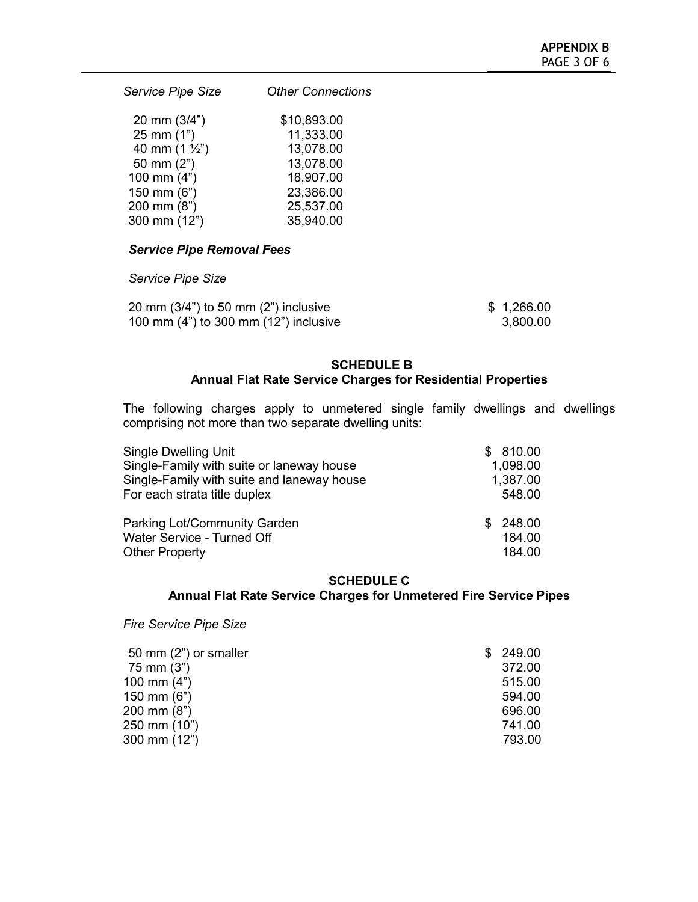| *Service Pipe Size* | *Other Connections* |
|---|---|
| 20 mm (3/4") | $10,893.00 |
| 25 mm (1") | 11,333.00 |
| 40 mm (1 ½") | 13,078.00 |
| 50 mm (2") | 13,078.00 |
| 100 mm (4") | 18,907.00 |
| 150 mm (6") | 23,386.00 |
| 200 mm (8") | 25,537.00 |
| 300 mm (12") | 35,940.00 |

***Service Pipe Removal Fees***

| *Service Pipe Size* | |
|---|---|
| 20 mm (3/4") to 50 mm (2") inclusive | $ 1,266.00 |
| 100 mm (4") to 300 mm (12") inclusive | 3,800.00 |

## SCHEDULE B
## Annual Flat Rate Service Charges for Residential Properties

The following charges apply to unmetered single family dwellings and dwellings comprising not more than two separate dwelling units:

| | |
|---|---|
| Single Dwelling Unit | $ 810.00 |
| Single-Family with suite or laneway house | 1,098.00 |
| Single-Family with suite and laneway house | 1,387.00 |
| For each strata title duplex | 548.00 |
| | |
| Parking Lot/Community Garden | $ 248.00 |
| Water Service - Turned Off | 184.00 |
| Other Property | 184.00 |

## SCHEDULE C
## Annual Flat Rate Service Charges for Unmetered Fire Service Pipes

| *Fire Service Pipe Size* | |
|---|---|
| 50 mm (2") or smaller | $ 249.00 |
| 75 mm (3") | 372.00 |
| 100 mm (4") | 515.00 |
| 150 mm (6") | 594.00 |
| 200 mm (8") | 696.00 |
| 250 mm (10") | 741.00 |
| 300 mm (12") | 793.00 |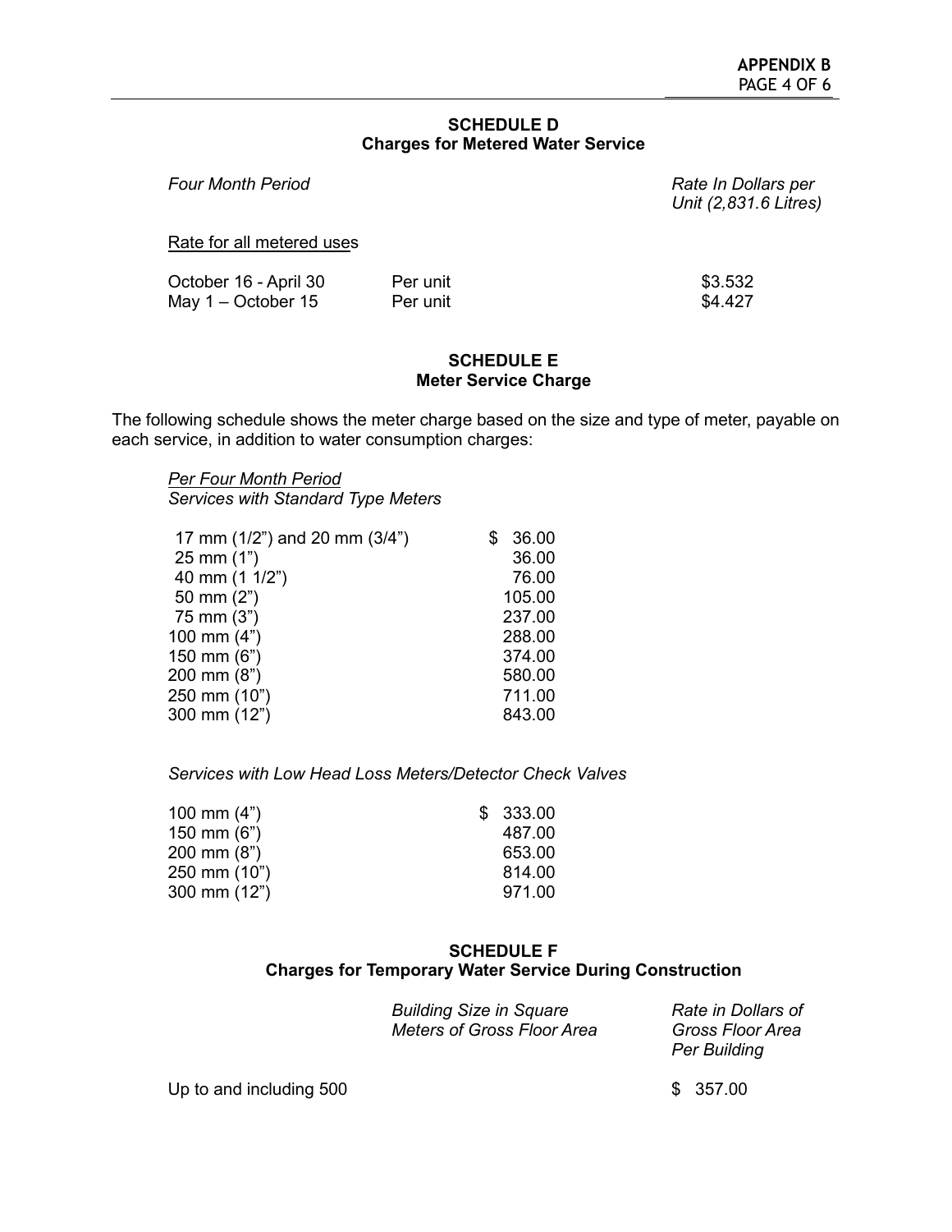## SCHEDULE D
### Charges for Metered Water Service

| *Four Month Period* | | *Rate In Dollars per Unit (2,831.6 Litres)* |
|---|---|---|
| Rate for all metered uses | | |
| October 16 - April 30 | Per unit | $3.532 |
| May 1 – October 15 | Per unit | $4.427 |

## SCHEDULE E
### Meter Service Charge

The following schedule shows the meter charge based on the size and type of meter, payable on each service, in addition to water consumption charges:

*Per Four Month Period*
*Services with Standard Type Meters*

| Size | Charge |
|---|---|
| 17 mm (1/2") and 20 mm (3/4") | $ 36.00 |
| 25 mm (1") | 36.00 |
| 40 mm (1 1/2") | 76.00 |
| 50 mm (2") | 105.00 |
| 75 mm (3") | 237.00 |
| 100 mm (4") | 288.00 |
| 150 mm (6") | 374.00 |
| 200 mm (8") | 580.00 |
| 250 mm (10") | 711.00 |
| 300 mm (12") | 843.00 |

*Services with Low Head Loss Meters/Detector Check Valves*

| Size | Charge |
|---|---|
| 100 mm (4") | $ 333.00 |
| 150 mm (6") | 487.00 |
| 200 mm (8") | 653.00 |
| 250 mm (10") | 814.00 |
| 300 mm (12") | 971.00 |

## SCHEDULE F
### Charges for Temporary Water Service During Construction

| *Building Size in Square Meters of Gross Floor Area* | *Rate in Dollars of Gross Floor Area Per Building* |
|---|---|
| Up to and including 500 | $ 357.00 |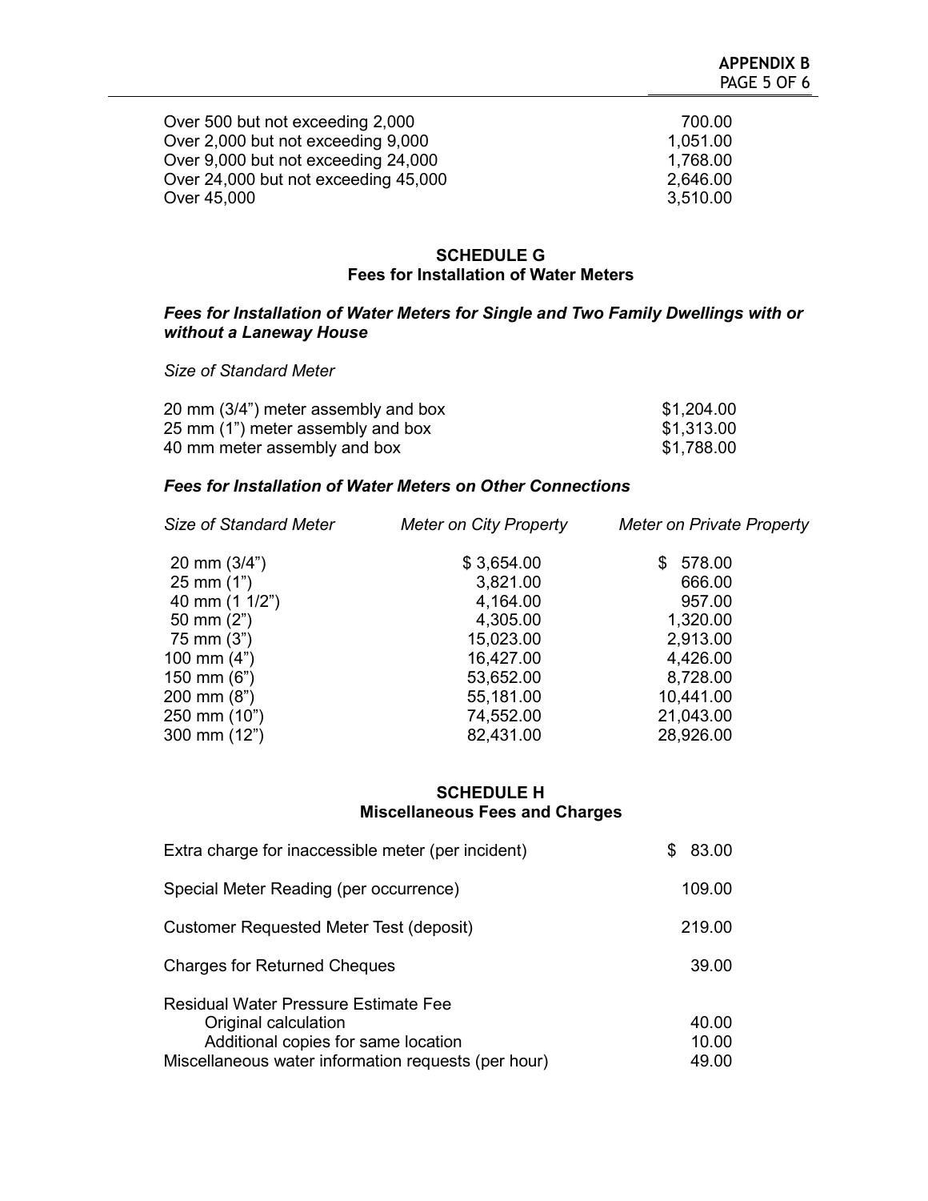| | |
|---|---|
| Over 500 but not exceeding 2,000 | 700.00 |
| Over 2,000 but not exceeding 9,000 | 1,051.00 |
| Over 9,000 but not exceeding 24,000 | 1,768.00 |
| Over 24,000 but not exceeding 45,000 | 2,646.00 |
| Over 45,000 | 3,510.00 |

## SCHEDULE G
## Fees for Installation of Water Meters

### *Fees for Installation of Water Meters for Single and Two Family Dwellings with or without a Laneway House*

*Size of Standard Meter*

| | |
|---|---|
| 20 mm (3/4") meter assembly and box | $1,204.00 |
| 25 mm (1") meter assembly and box | $1,313.00 |
| 40 mm meter assembly and box | $1,788.00 |

### *Fees for Installation of Water Meters on Other Connections*

| *Size of Standard Meter* | *Meter on City Property* | *Meter on Private Property* |
|---|---|---|
| 20 mm (3/4") | $ 3,654.00 | $ 578.00 |
| 25 mm (1") | 3,821.00 | 666.00 |
| 40 mm (1 1/2") | 4,164.00 | 957.00 |
| 50 mm (2") | 4,305.00 | 1,320.00 |
| 75 mm (3") | 15,023.00 | 2,913.00 |
| 100 mm (4") | 16,427.00 | 4,426.00 |
| 150 mm (6") | 53,652.00 | 8,728.00 |
| 200 mm (8") | 55,181.00 | 10,441.00 |
| 250 mm (10") | 74,552.00 | 21,043.00 |
| 300 mm (12") | 82,431.00 | 28,926.00 |

## SCHEDULE H
## Miscellaneous Fees and Charges

| | |
|---|---|
| Extra charge for inaccessible meter (per incident) | $ 83.00 |
| Special Meter Reading (per occurrence) | 109.00 |
| Customer Requested Meter Test (deposit) | 219.00 |
| Charges for Returned Cheques | 39.00 |
| Residual Water Pressure Estimate Fee | |
| Original calculation | 40.00 |
| Additional copies for same location | 10.00 |
| Miscellaneous water information requests (per hour) | 49.00 |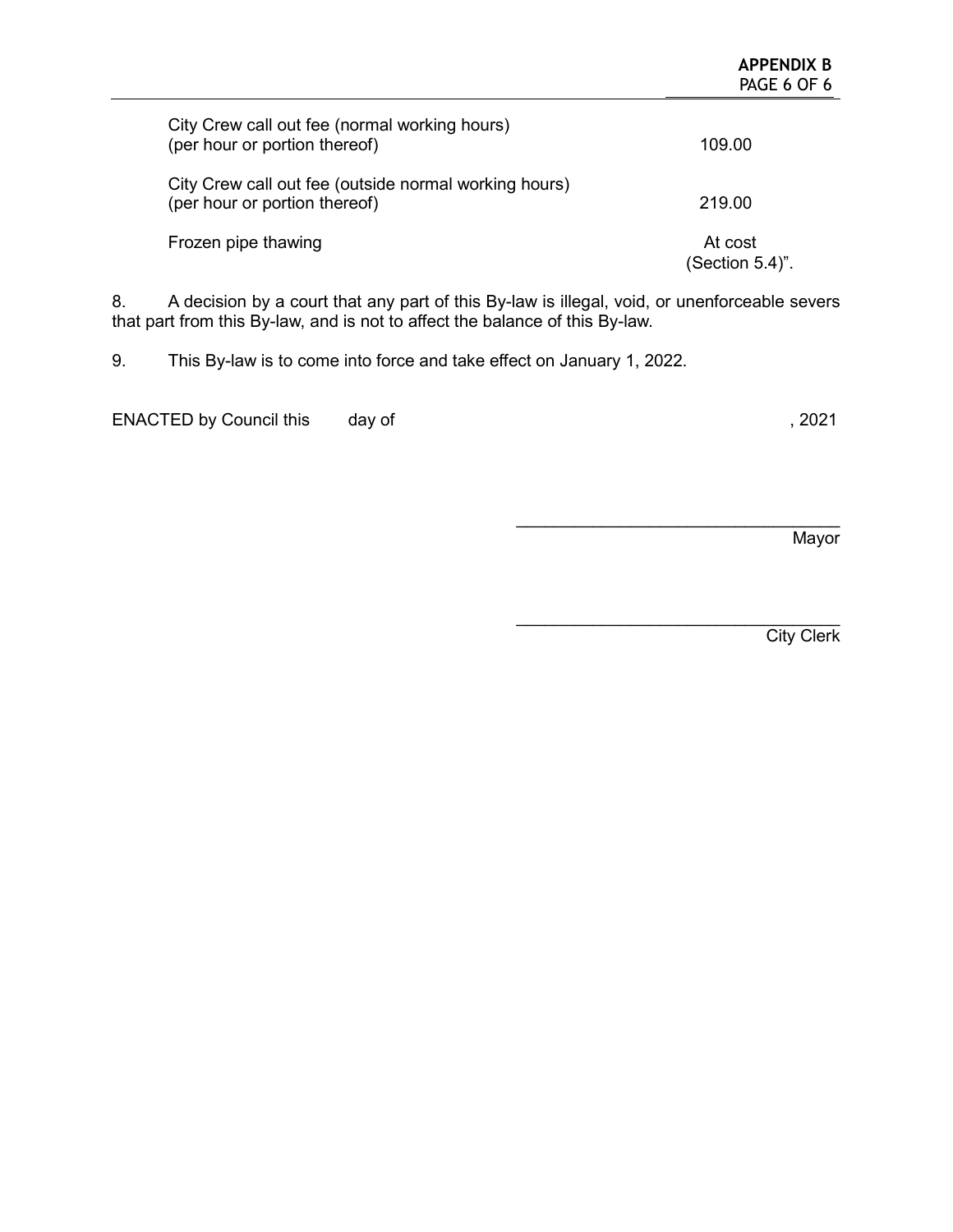| | |
|---|---|
| City Crew call out fee (normal working hours) (per hour or portion thereof) | 109.00 |
| City Crew call out fee (outside normal working hours) (per hour or portion thereof) | 219.00 |
| Frozen pipe thawing | At cost (Section 5.4)". |

8. A decision by a court that any part of this By-law is illegal, void, or unenforceable severs that part from this By-law, and is not to affect the balance of this By-law.

9. This By-law is to come into force and take effect on January 1, 2022.

ENACTED by Council this day of , 2021

\_\_\_\_\_\_\_\_\_\_\_\_\_\_\_\_\_\_\_\_\_\_\_\_\_\_\_\_\_\_\_\_\_\_
Mayor

\_\_\_\_\_\_\_\_\_\_\_\_\_\_\_\_\_\_\_\_\_\_\_\_\_\_\_\_\_\_\_\_\_\_
City Clerk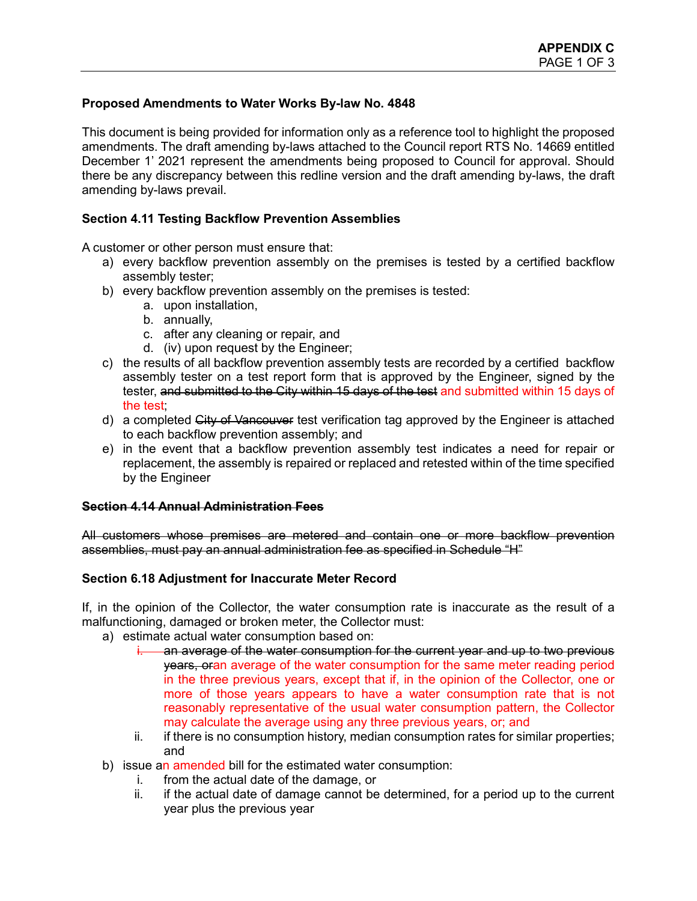**Proposed Amendments to Water Works By-law No. 4848**

This document is being provided for information only as a reference tool to highlight the proposed amendments. The draft amending by-laws attached to the Council report RTS No. 14669 entitled December 1’ 2021 represent the amendments being proposed to Council for approval. Should there be any discrepancy between this redline version and the draft amending by-laws, the draft amending by-laws prevail.

**Section 4.11 Testing Backflow Prevention Assemblies**

A customer or other person must ensure that:

a) every backflow prevention assembly on the premises is tested by a certified backflow assembly tester;
b) every backflow prevention assembly on the premises is tested:
    a. upon installation,
    b. annually,
    c. after any cleaning or repair, and
    d. (iv) upon request by the Engineer;
c) the results of all backflow prevention assembly tests are recorded by a certified backflow assembly tester on a test report form that is approved by the Engineer, signed by the tester, ~~and submitted to the City within 15 days of the test~~ and submitted within 15 days of the test;
d) a completed ~~City of Vancouver~~ test verification tag approved by the Engineer is attached to each backflow prevention assembly; and
e) in the event that a backflow prevention assembly test indicates a need for repair or replacement, the assembly is repaired or replaced and retested within of the time specified by the Engineer

~~**Section 4.14 Annual Administration Fees**~~

~~All customers whose premises are metered and contain one or more backflow prevention assemblies, must pay an annual administration fee as specified in Schedule “H”~~

**Section 6.18 Adjustment for Inaccurate Meter Record**

If, in the opinion of the Collector, the water consumption rate is inaccurate as the result of a malfunctioning, damaged or broken meter, the Collector must:

a) estimate actual water consumption based on:
    i. ~~an average of the water consumption for the current year and up to two previous years, or~~an average of the water consumption for the same meter reading period in the three previous years, except that if, in the opinion of the Collector, one or more of those years appears to have a water consumption rate that is not reasonably representative of the usual water consumption pattern, the Collector may calculate the average using any three previous years, or; and
    ii. if there is no consumption history, median consumption rates for similar properties; and
b) issue an amended bill for the estimated water consumption:
    i. from the actual date of the damage, or
    ii. if the actual date of damage cannot be determined, for a period up to the current year plus the previous year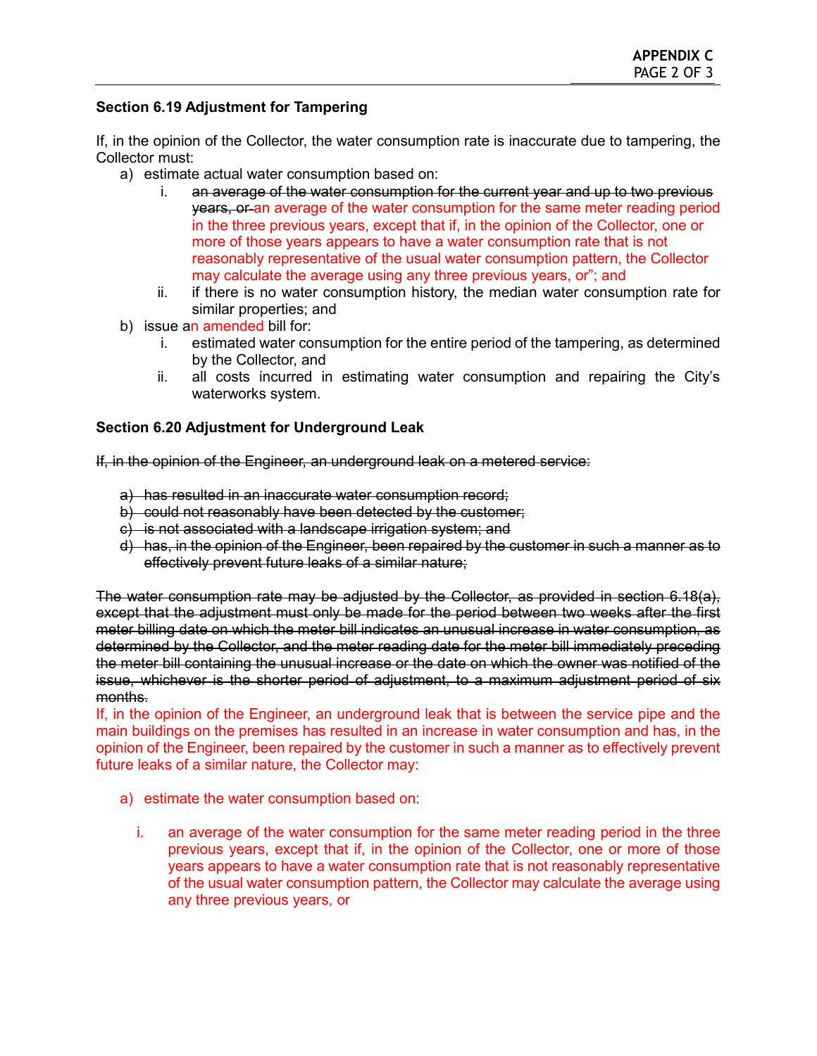### Section 6.19 Adjustment for Tampering

If, in the opinion of the Collector, the water consumption rate is inaccurate due to tampering, the Collector must:

a) estimate actual water consumption based on:
    i. ~~an average of the water consumption for the current year and up to two previous years, or~~ an average of the water consumption for the same meter reading period in the three previous years, except that if, in the opinion of the Collector, one or more of those years appears to have a water consumption rate that is not reasonably representative of the usual water consumption pattern, the Collector may calculate the average using any three previous years, or"; and
    ii. if there is no water consumption history, the median water consumption rate for similar properties; and
b) issue an amended bill for:
    i. estimated water consumption for the entire period of the tampering, as determined by the Collector, and
    ii. all costs incurred in estimating water consumption and repairing the City's waterworks system.

### Section 6.20 Adjustment for Underground Leak

~~If, in the opinion of the Engineer, an underground leak on a metered service:~~

~~a) has resulted in an inaccurate water consumption record;~~
~~b) could not reasonably have been detected by the customer;~~
~~c) is not associated with a landscape irrigation system; and~~
~~d) has, in the opinion of the Engineer, been repaired by the customer in such a manner as to effectively prevent future leaks of a similar nature;~~

~~The water consumption rate may be adjusted by the Collector, as provided in section 6.18(a), except that the adjustment must only be made for the period between two weeks after the first meter billing date on which the meter bill indicates an unusual increase in water consumption, as determined by the Collector, and the meter reading date for the meter bill immediately preceding the meter bill containing the unusual increase or the date on which the owner was notified of the issue, whichever is the shorter period of adjustment, to a maximum adjustment period of six months.~~

If, in the opinion of the Engineer, an underground leak that is between the service pipe and the main buildings on the premises has resulted in an increase in water consumption and has, in the opinion of the Engineer, been repaired by the customer in such a manner as to effectively prevent future leaks of a similar nature, the Collector may:

a) estimate the water consumption based on:
    i. an average of the water consumption for the same meter reading period in the three previous years, except that if, in the opinion of the Collector, one or more of those years appears to have a water consumption rate that is not reasonably representative of the usual water consumption pattern, the Collector may calculate the average using any three previous years, or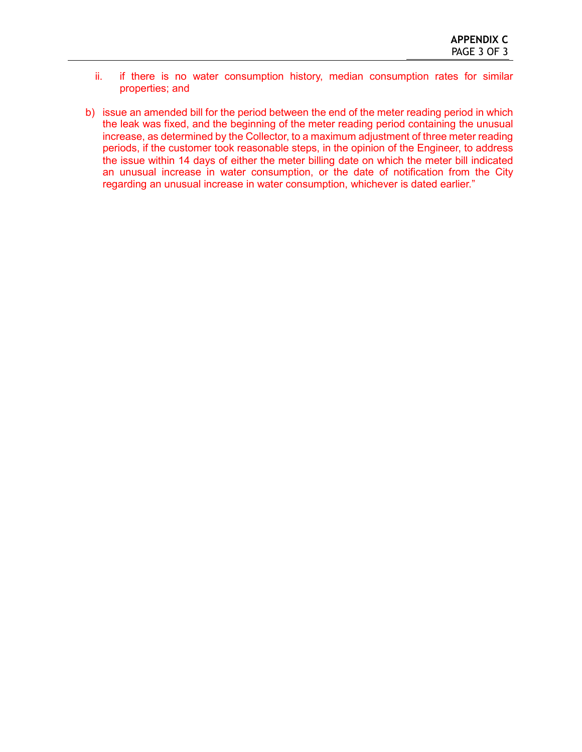ii. if there is no water consumption history, median consumption rates for similar properties; and

b) issue an amended bill for the period between the end of the meter reading period in which the leak was fixed, and the beginning of the meter reading period containing the unusual increase, as determined by the Collector, to a maximum adjustment of three meter reading periods, if the customer took reasonable steps, in the opinion of the Engineer, to address the issue within 14 days of either the meter billing date on which the meter bill indicated an unusual increase in water consumption, or the date of notification from the City regarding an unusual increase in water consumption, whichever is dated earlier."